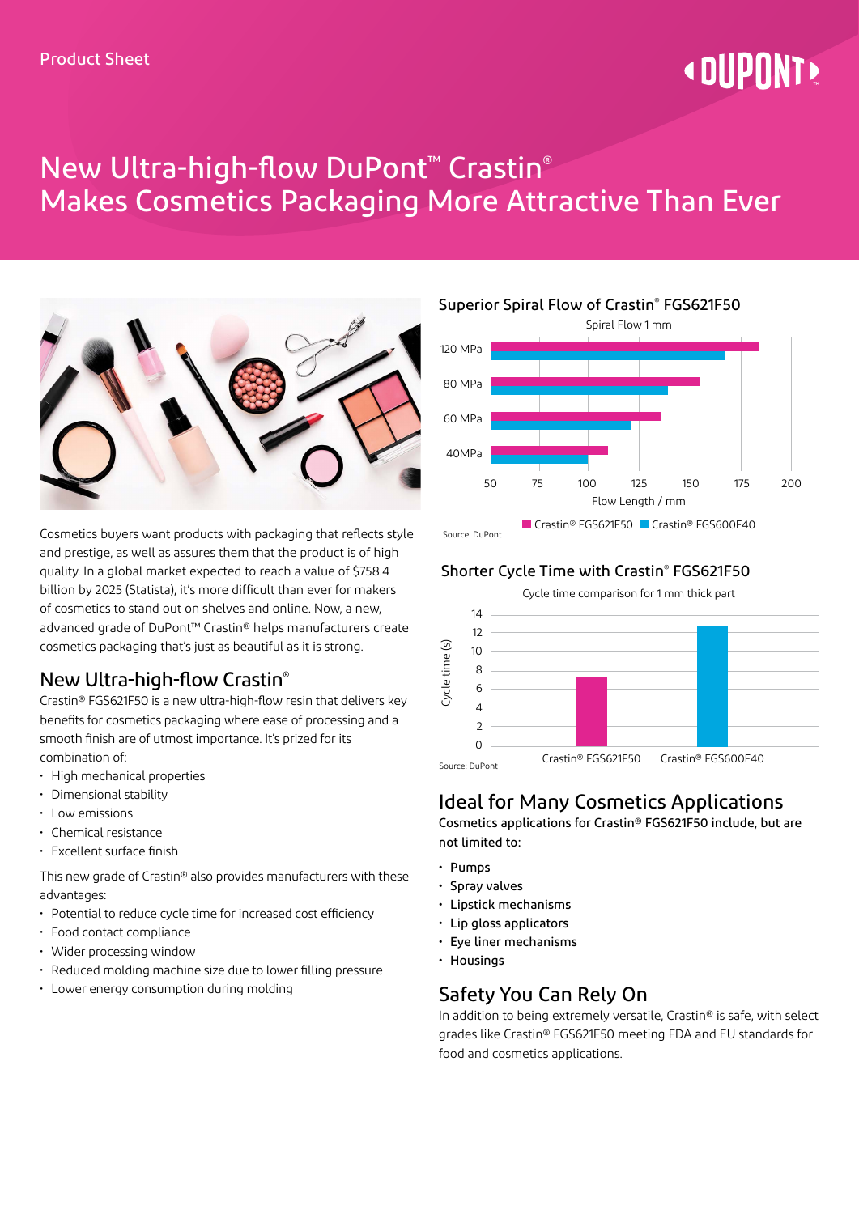Product Sheet

# New Ultra-high-flow DuPont™ Crastin® Makes Cosmetics Packaging More Attractive Than Ever

Cosmetics buyers want products with packaging that reflects style and prestige, as well as assures them that the product is of high quality. In a global market expected to reach a value of $758.4 billion by 2025 (Statista), it's more difficult than ever for makers of cosmetics to stand out on shelves and online. Now, a new, advanced grade of DuPont™ Crastin® helps manufacturers create cosmetics packaging that's just as beautiful as it is strong.

## New Ultra-high-flow Crastin®

Crastin® FGS621F50 is a new ultra-high-flow resin that delivers key benefits for cosmetics packaging where ease of processing and a smooth finish are of utmost importance. It's prized for its combination of:

- High mechanical properties
- Dimensional stability
- Low emissions
- Chemical resistance
- Excellent surface finish

This new grade of Crastin® also provides manufacturers with these advantages:

- Potential to reduce cycle time for increased cost efficiency
- Food contact compliance
- Wider processing window
- Reduced molding machine size due to lower filling pressure
- Lower energy consumption during molding

## Superior Spiral Flow of Crastin® FGS621F50

Spiral Flow 1 mm

Legend: Crastin® FGS621F50, Crastin® FGS600F40

Y-axis: 120 MPa, 80 MPa, 60 MPa, 40MPa

X-axis: Flow Length / mm (50, 75, 100, 125, 150, 175, 200)

Source: DuPont

## Shorter Cycle Time with Crastin® FGS621F50

Cycle time comparison for 1 mm thick part

Y-axis: Cycle time (s) (0, 2, 4, 6, 8, 10, 12, 14)

X-axis: Crastin® FGS621F50, Crastin® FGS600F40

Source: DuPont

## Ideal for Many Cosmetics Applications

**Cosmetics applications for Crastin® FGS621F50 include, but are not limited to:**

- Pumps
- Spray valves
- Lipstick mechanisms
- Lip gloss applicators
- Eye liner mechanisms
- Housings

## Safety You Can Rely On

In addition to being extremely versatile, Crastin® is safe, with select grades like Crastin® FGS621F50 meeting FDA and EU standards for food and cosmetics applications.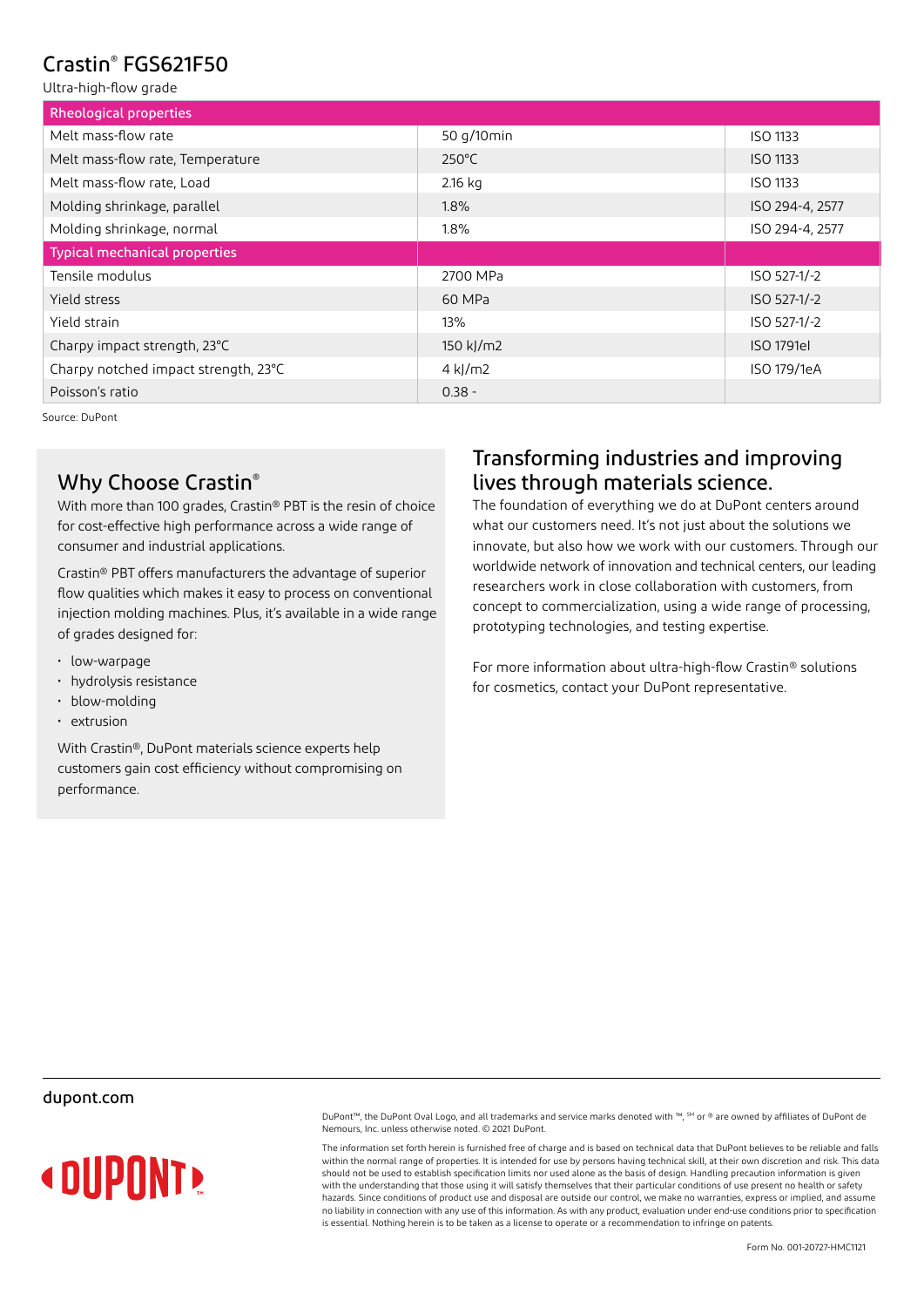## Crastin® FGS621F50

Ultra-high-flow grade

| Rheological properties | | |
|---|---|---|
| Melt mass-flow rate | 50 g/10min | ISO 1133 |
| Melt mass-flow rate, Temperature | 250°C | ISO 1133 |
| Melt mass-flow rate, Load | 2.16 kg | ISO 1133 |
| Molding shrinkage, parallel | 1.8% | ISO 294-4, 2577 |
| Molding shrinkage, normal | 1.8% | ISO 294-4, 2577 |
| **Typical mechanical properties** | | |
| Tensile modulus | 2700 MPa | ISO 527-1/-2 |
| Yield stress | 60 MPa | ISO 527-1/-2 |
| Yield strain | 13% | ISO 527-1/-2 |
| Charpy impact strength, 23°C | 150 kJ/m2 | ISO 1791eI |
| Charpy notched impact strength, 23°C | 4 kJ/m2 | ISO 179/1eA |
| Poisson's ratio | 0.38 - | |

Source: DuPont

## Why Choose Crastin®

With more than 100 grades, Crastin® PBT is the resin of choice for cost-effective high performance across a wide range of consumer and industrial applications.

Crastin® PBT offers manufacturers the advantage of superior flow qualities which makes it easy to process on conventional injection molding machines. Plus, it's available in a wide range of grades designed for:

- low-warpage
- hydrolysis resistance
- blow-molding
- extrusion

With Crastin®, DuPont materials science experts help customers gain cost efficiency without compromising on performance.

## Transforming industries and improving lives through materials science.

The foundation of everything we do at DuPont centers around what our customers need. It's not just about the solutions we innovate, but also how we work with our customers. Through our worldwide network of innovation and technical centers, our leading researchers work in close collaboration with customers, from concept to commercialization, using a wide range of processing, prototyping technologies, and testing expertise.

For more information about ultra-high-flow Crastin® solutions for cosmetics, contact your DuPont representative.

dupont.com

DuPont™, the DuPont Oval Logo, and all trademarks and service marks denoted with ™, SM or ® are owned by affiliates of DuPont de Nemours, Inc. unless otherwise noted. © 2021 DuPont.

The information set forth herein is furnished free of charge and is based on technical data that DuPont believes to be reliable and falls within the normal range of properties. It is intended for use by persons having technical skill, at their own discretion and risk. This data should not be used to establish specification limits nor used alone as the basis of design. Handling precaution information is given with the understanding that those using it will satisfy themselves that their particular conditions of use present no health or safety hazards. Since conditions of product use and disposal are outside our control, we make no warranties, express or implied, and assume no liability in connection with any use of this information. As with any product, evaluation under end-use conditions prior to specification is essential. Nothing herein is to be taken as a license to operate or a recommendation to infringe on patents.

Form No. 001-20727-HMC1121